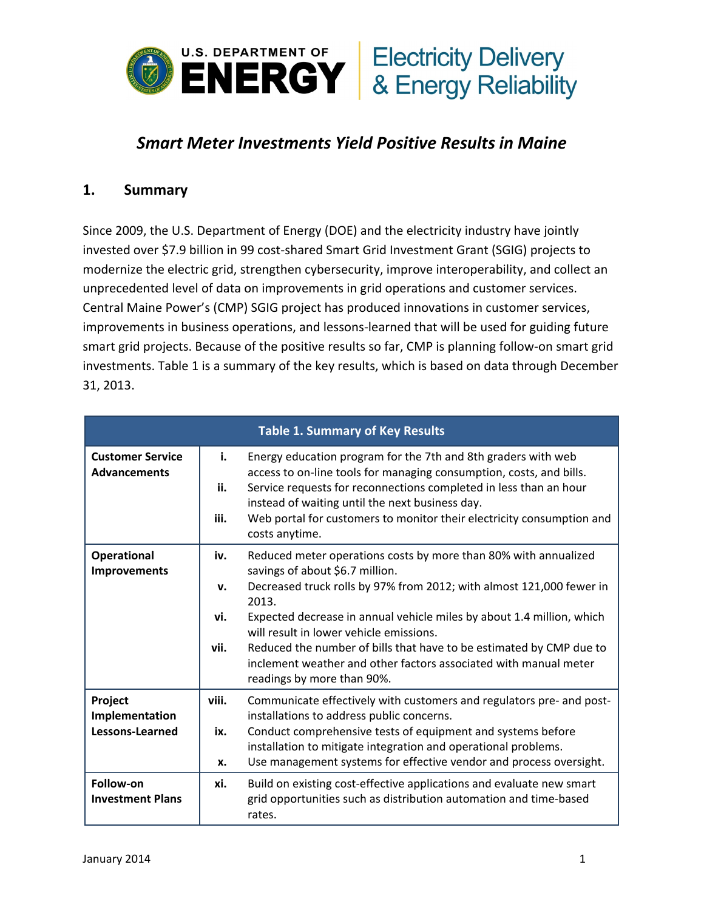# *Smart Meter Investments Yield Positive Results in Maine*

## 1. Summary

Since 2009, the U.S. Department of Energy (DOE) and the electricity industry have jointly invested over $7.9 billion in 99 cost-shared Smart Grid Investment Grant (SGIG) projects to modernize the electric grid, strengthen cybersecurity, improve interoperability, and collect an unprecedented level of data on improvements in grid operations and customer services. Central Maine Power's (CMP) SGIG project has produced innovations in customer services, improvements in business operations, and lessons-learned that will be used for guiding future smart grid projects. Because of the positive results so far, CMP is planning follow-on smart grid investments. Table 1 is a summary of the key results, which is based on data through December 31, 2013.

| Table 1. Summary of Key Results | | |
|---|---|---|
| **Customer Service Advancements** | **i.** | Energy education program for the 7th and 8th graders with web access to on-line tools for managing consumption, costs, and bills. |
| | **ii.** | Service requests for reconnections completed in less than an hour instead of waiting until the next business day. |
| | **iii.** | Web portal for customers to monitor their electricity consumption and costs anytime. |
| **Operational Improvements** | **iv.** | Reduced meter operations costs by more than 80% with annualized savings of about $6.7 million. |
| | **v.** | Decreased truck rolls by 97% from 2012; with almost 121,000 fewer in 2013. |
| | **vi.** | Expected decrease in annual vehicle miles by about 1.4 million, which will result in lower vehicle emissions. |
| | **vii.** | Reduced the number of bills that have to be estimated by CMP due to inclement weather and other factors associated with manual meter readings by more than 90%. |
| **Project Implementation Lessons-Learned** | **viii.** | Communicate effectively with customers and regulators pre- and post-installations to address public concerns. |
| | **ix.** | Conduct comprehensive tests of equipment and systems before installation to mitigate integration and operational problems. |
| | **x.** | Use management systems for effective vendor and process oversight. |
| **Follow-on Investment Plans** | **xi.** | Build on existing cost-effective applications and evaluate new smart grid opportunities such as distribution automation and time-based rates. |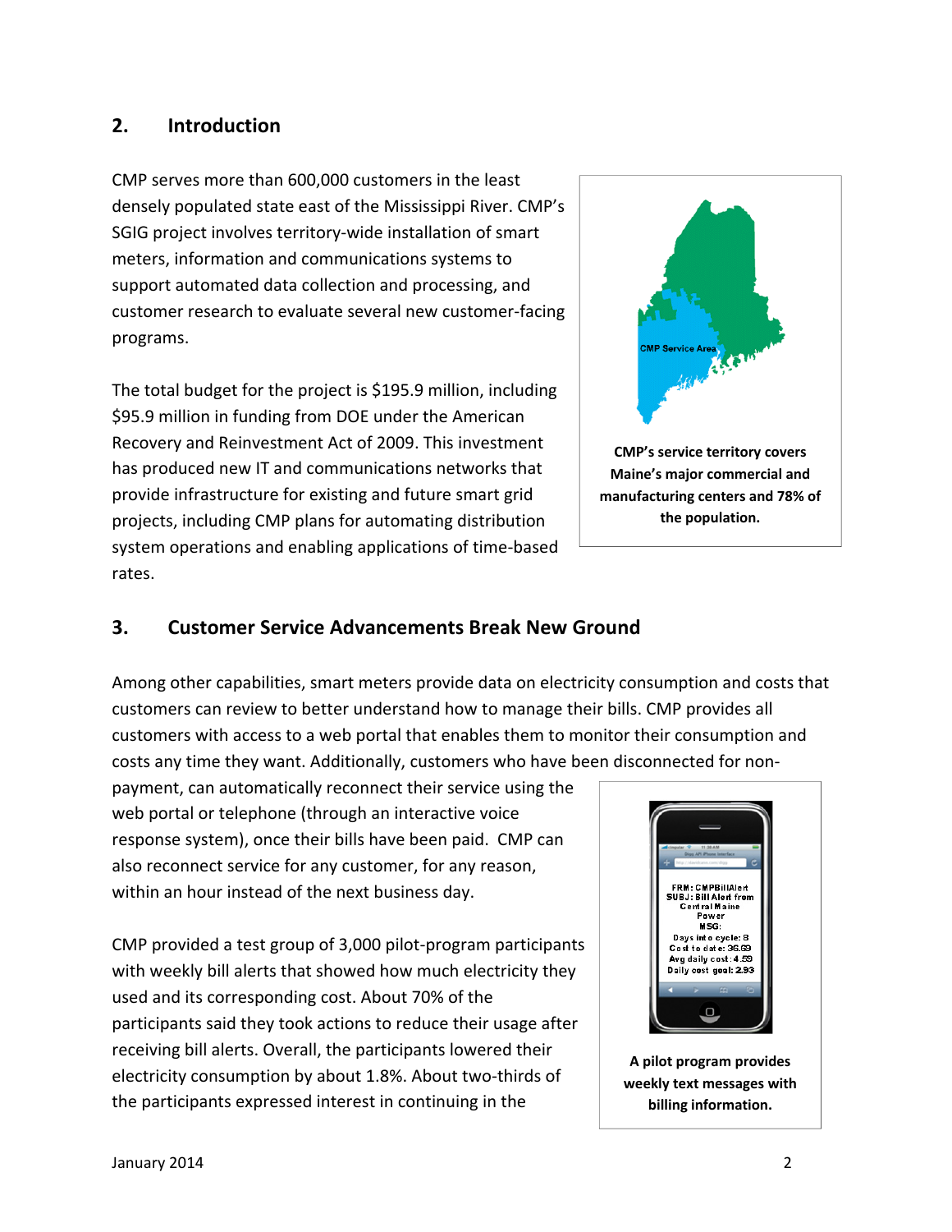## 2. Introduction

CMP serves more than 600,000 customers in the least densely populated state east of the Mississippi River. CMP's SGIG project involves territory-wide installation of smart meters, information and communications systems to support automated data collection and processing, and customer research to evaluate several new customer-facing programs.

The total budget for the project is $195.9 million, including $95.9 million in funding from DOE under the American Recovery and Reinvestment Act of 2009. This investment has produced new IT and communications networks that provide infrastructure for existing and future smart grid projects, including CMP plans for automating distribution system operations and enabling applications of time-based rates.

**CMP's service territory covers Maine's major commercial and manufacturing centers and 78% of the population.**

## 3. Customer Service Advancements Break New Ground

Among other capabilities, smart meters provide data on electricity consumption and costs that customers can review to better understand how to manage their bills. CMP provides all customers with access to a web portal that enables them to monitor their consumption and costs any time they want. Additionally, customers who have been disconnected for non-payment, can automatically reconnect their service using the web portal or telephone (through an interactive voice response system), once their bills have been paid. CMP can also reconnect service for any customer, for any reason, within an hour instead of the next business day.

CMP provided a test group of 3,000 pilot-program participants with weekly bill alerts that showed how much electricity they used and its corresponding cost. About 70% of the participants said they took actions to reduce their usage after receiving bill alerts. Overall, the participants lowered their electricity consumption by about 1.8%. About two-thirds of the participants expressed interest in continuing in the

**A pilot program provides weekly text messages with billing information.**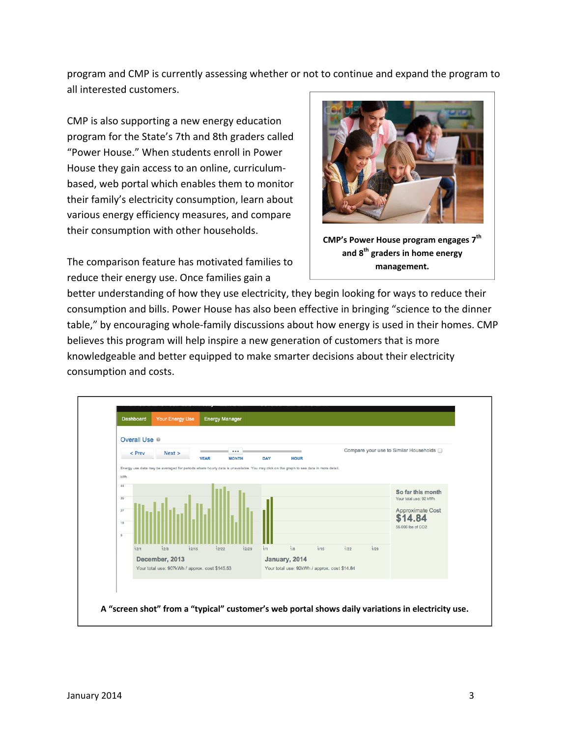program and CMP is currently assessing whether or not to continue and expand the program to all interested customers.

CMP is also supporting a new energy education program for the State's 7th and 8th graders called "Power House." When students enroll in Power House they gain access to an online, curriculum-based, web portal which enables them to monitor their family's electricity consumption, learn about various energy efficiency measures, and compare their consumption with other households.

**CMP's Power House program engages 7th and 8th graders in home energy management.**

The comparison feature has motivated families to reduce their energy use. Once families gain a better understanding of how they use electricity, they begin looking for ways to reduce their consumption and bills. Power House has also been effective in bringing "science to the dinner table," by encouraging whole-family discussions about how energy is used in their homes. CMP believes this program will help inspire a new generation of customers that is more knowledgeable and better equipped to make smarter decisions about their electricity consumption and costs.

**A "screen shot" from a "typical" customer's web portal shows daily variations in electricity use.**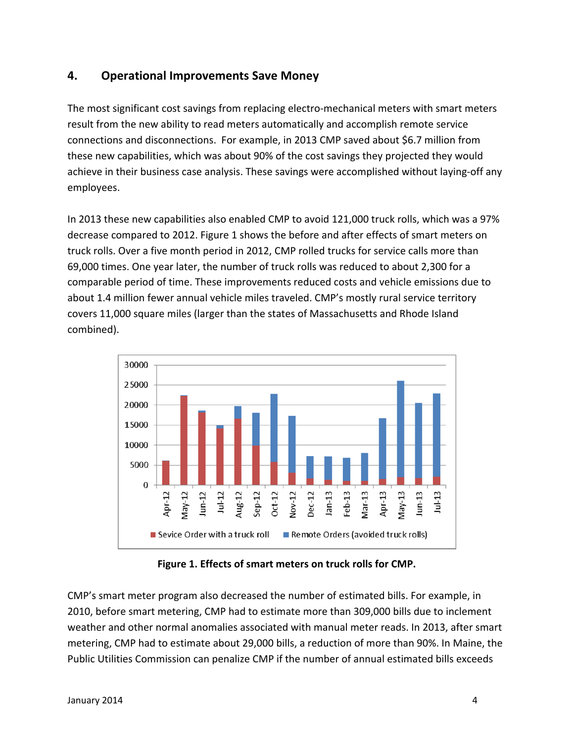## 4. Operational Improvements Save Money

The most significant cost savings from replacing electro-mechanical meters with smart meters result from the new ability to read meters automatically and accomplish remote service connections and disconnections. For example, in 2013 CMP saved about $6.7 million from these new capabilities, which was about 90% of the cost savings they projected they would achieve in their business case analysis. These savings were accomplished without laying-off any employees.

In 2013 these new capabilities also enabled CMP to avoid 121,000 truck rolls, which was a 97% decrease compared to 2012. Figure 1 shows the before and after effects of smart meters on truck rolls. Over a five month period in 2012, CMP rolled trucks for service calls more than 69,000 times. One year later, the number of truck rolls was reduced to about 2,300 for a comparable period of time. These improvements reduced costs and vehicle emissions due to about 1.4 million fewer annual vehicle miles traveled. CMP's mostly rural service territory covers 11,000 square miles (larger than the states of Massachusetts and Rhode Island combined).

**Figure 1. Effects of smart meters on truck rolls for CMP.**

CMP's smart meter program also decreased the number of estimated bills. For example, in 2010, before smart metering, CMP had to estimate more than 309,000 bills due to inclement weather and other normal anomalies associated with manual meter reads. In 2013, after smart metering, CMP had to estimate about 29,000 bills, a reduction of more than 90%. In Maine, the Public Utilities Commission can penalize CMP if the number of annual estimated bills exceeds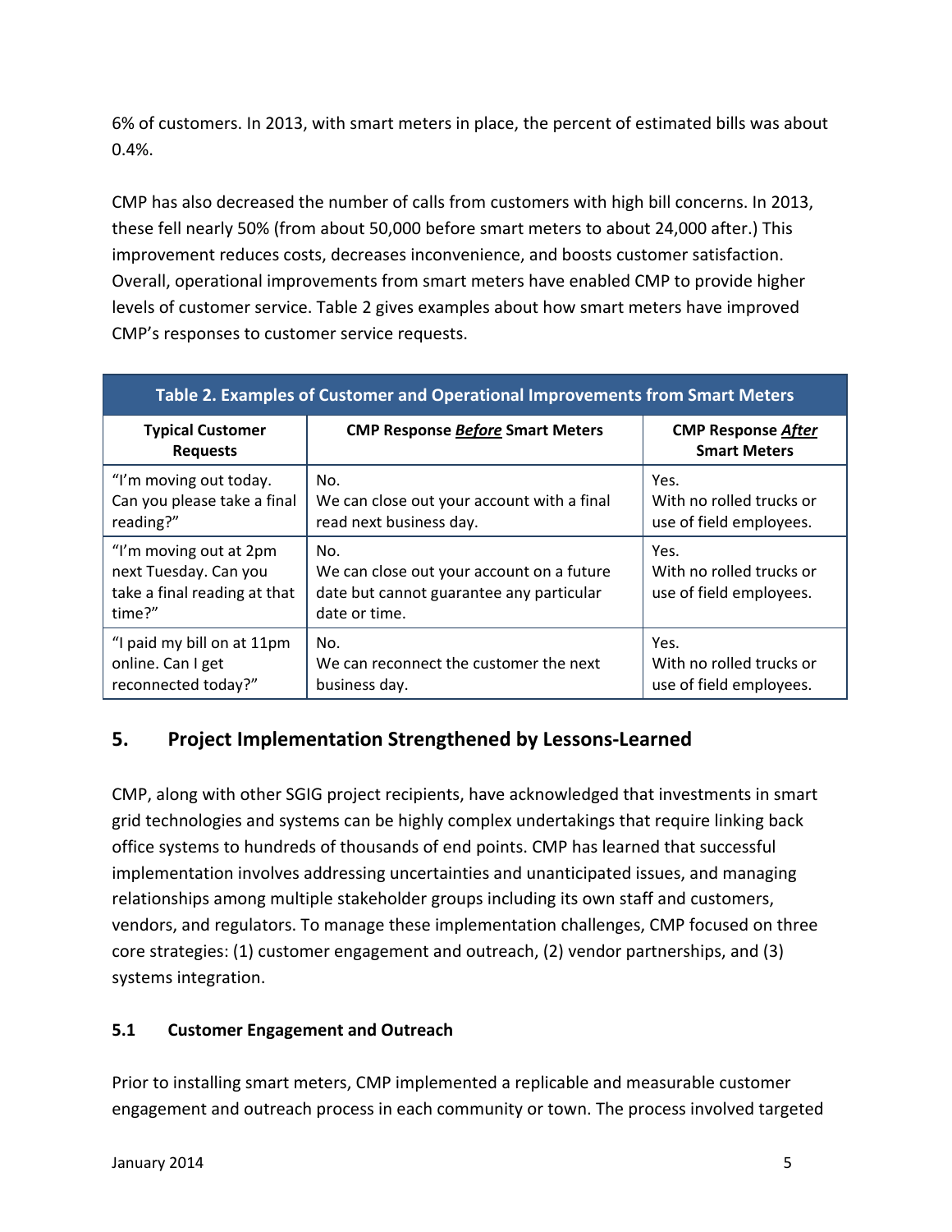6% of customers. In 2013, with smart meters in place, the percent of estimated bills was about 0.4%.

CMP has also decreased the number of calls from customers with high bill concerns. In 2013, these fell nearly 50% (from about 50,000 before smart meters to about 24,000 after.) This improvement reduces costs, decreases inconvenience, and boosts customer satisfaction. Overall, operational improvements from smart meters have enabled CMP to provide higher levels of customer service. Table 2 gives examples about how smart meters have improved CMP's responses to customer service requests.

**Table 2. Examples of Customer and Operational Improvements from Smart Meters**

| Typical Customer Requests | CMP Response ***Before*** Smart Meters | CMP Response ***After*** Smart Meters |
|---|---|---|
| "I'm moving out today. Can you please take a final reading?" | No. We can close out your account with a final read next business day. | Yes. With no rolled trucks or use of field employees. |
| "I'm moving out at 2pm next Tuesday. Can you take a final reading at that time?" | No. We can close out your account on a future date but cannot guarantee any particular date or time. | Yes. With no rolled trucks or use of field employees. |
| "I paid my bill on at 11pm online. Can I get reconnected today?" | No. We can reconnect the customer the next business day. | Yes. With no rolled trucks or use of field employees. |

## 5. Project Implementation Strengthened by Lessons-Learned

CMP, along with other SGIG project recipients, have acknowledged that investments in smart grid technologies and systems can be highly complex undertakings that require linking back office systems to hundreds of thousands of end points. CMP has learned that successful implementation involves addressing uncertainties and unanticipated issues, and managing relationships among multiple stakeholder groups including its own staff and customers, vendors, and regulators. To manage these implementation challenges, CMP focused on three core strategies: (1) customer engagement and outreach, (2) vendor partnerships, and (3) systems integration.

### 5.1 Customer Engagement and Outreach

Prior to installing smart meters, CMP implemented a replicable and measurable customer engagement and outreach process in each community or town. The process involved targeted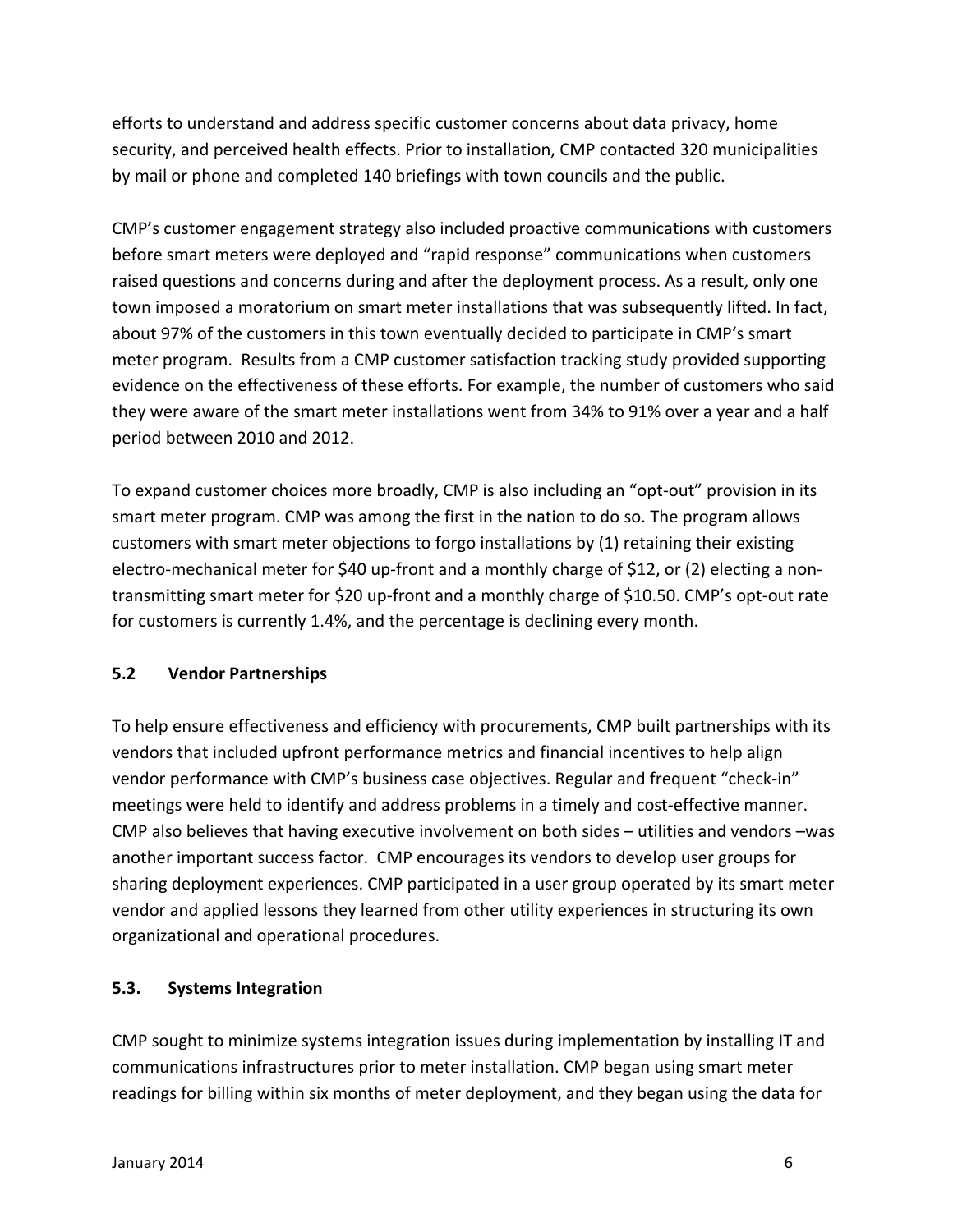efforts to understand and address specific customer concerns about data privacy, home security, and perceived health effects. Prior to installation, CMP contacted 320 municipalities by mail or phone and completed 140 briefings with town councils and the public.

CMP's customer engagement strategy also included proactive communications with customers before smart meters were deployed and "rapid response" communications when customers raised questions and concerns during and after the deployment process. As a result, only one town imposed a moratorium on smart meter installations that was subsequently lifted. In fact, about 97% of the customers in this town eventually decided to participate in CMP's smart meter program. Results from a CMP customer satisfaction tracking study provided supporting evidence on the effectiveness of these efforts. For example, the number of customers who said they were aware of the smart meter installations went from 34% to 91% over a year and a half period between 2010 and 2012.

To expand customer choices more broadly, CMP is also including an "opt-out" provision in its smart meter program. CMP was among the first in the nation to do so. The program allows customers with smart meter objections to forgo installations by (1) retaining their existing electro-mechanical meter for $40 up-front and a monthly charge of $12, or (2) electing a non-transmitting smart meter for $20 up-front and a monthly charge of $10.50. CMP's opt-out rate for customers is currently 1.4%, and the percentage is declining every month.

### 5.2 Vendor Partnerships

To help ensure effectiveness and efficiency with procurements, CMP built partnerships with its vendors that included upfront performance metrics and financial incentives to help align vendor performance with CMP's business case objectives. Regular and frequent "check-in" meetings were held to identify and address problems in a timely and cost-effective manner. CMP also believes that having executive involvement on both sides – utilities and vendors –was another important success factor. CMP encourages its vendors to develop user groups for sharing deployment experiences. CMP participated in a user group operated by its smart meter vendor and applied lessons they learned from other utility experiences in structuring its own organizational and operational procedures.

### 5.3. Systems Integration

CMP sought to minimize systems integration issues during implementation by installing IT and communications infrastructures prior to meter installation. CMP began using smart meter readings for billing within six months of meter deployment, and they began using the data for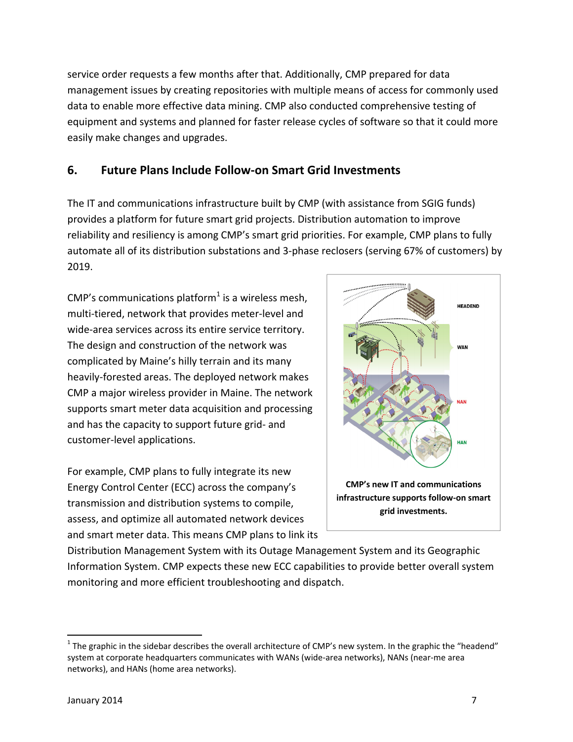service order requests a few months after that. Additionally, CMP prepared for data management issues by creating repositories with multiple means of access for commonly used data to enable more effective data mining. CMP also conducted comprehensive testing of equipment and systems and planned for faster release cycles of software so that it could more easily make changes and upgrades.

## 6. Future Plans Include Follow-on Smart Grid Investments

The IT and communications infrastructure built by CMP (with assistance from SGIG funds) provides a platform for future smart grid projects. Distribution automation to improve reliability and resiliency is among CMP's smart grid priorities. For example, CMP plans to fully automate all of its distribution substations and 3-phase reclosers (serving 67% of customers) by 2019.

CMP's communications platform[1] is a wireless mesh, multi-tiered, network that provides meter-level and wide-area services across its entire service territory. The design and construction of the network was complicated by Maine's hilly terrain and its many heavily-forested areas. The deployed network makes CMP a major wireless provider in Maine. The network supports smart meter data acquisition and processing and has the capacity to support future grid- and customer-level applications.

**CMP's new IT and communications infrastructure supports follow-on smart grid investments.**

For example, CMP plans to fully integrate its new Energy Control Center (ECC) across the company's transmission and distribution systems to compile, assess, and optimize all automated network devices and smart meter data. This means CMP plans to link its Distribution Management System with its Outage Management System and its Geographic Information System. CMP expects these new ECC capabilities to provide better overall system monitoring and more efficient troubleshooting and dispatch.

---

[1] The graphic in the sidebar describes the overall architecture of CMP's new system. In the graphic the "headend" system at corporate headquarters communicates with WANs (wide-area networks), NANs (near-me area networks), and HANs (home area networks).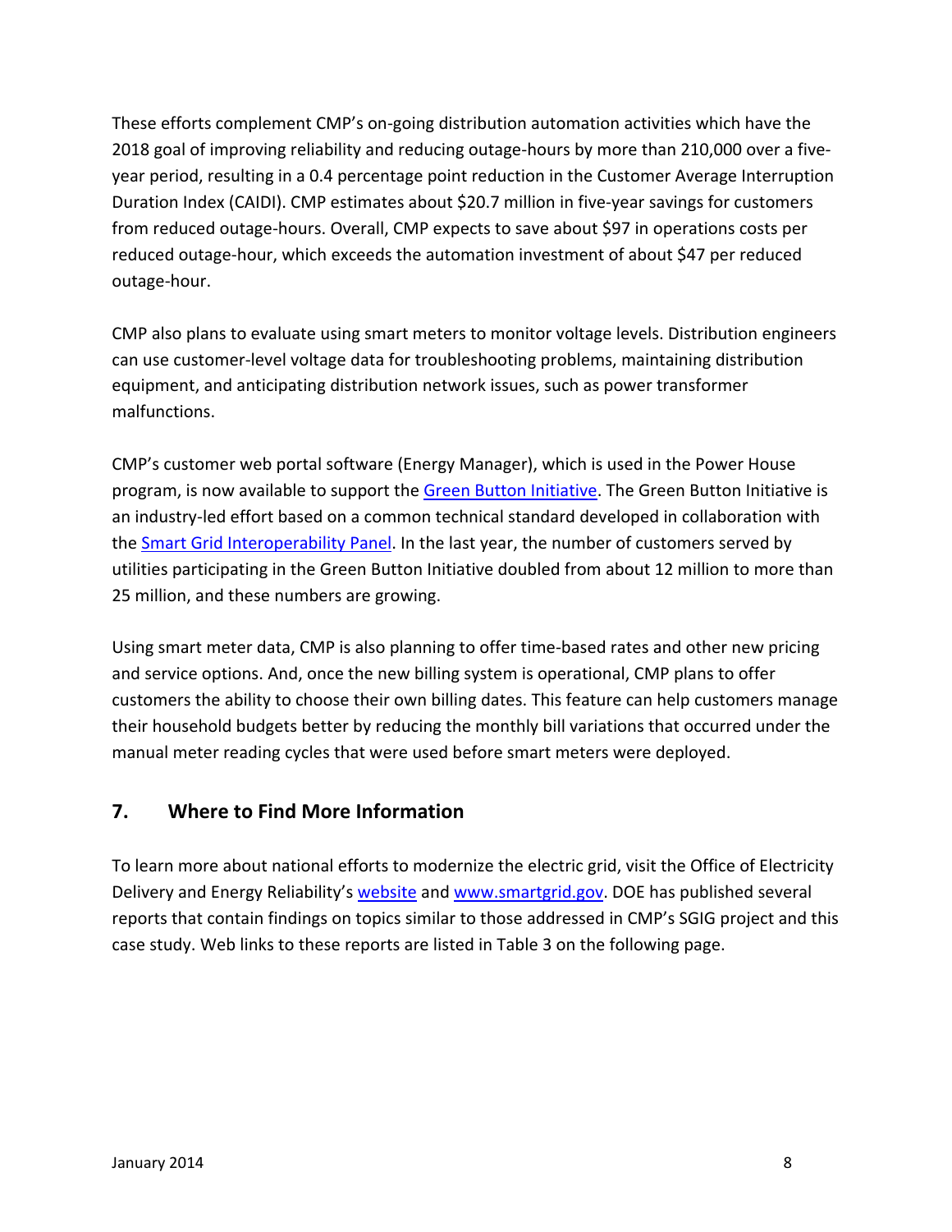These efforts complement CMP's on-going distribution automation activities which have the 2018 goal of improving reliability and reducing outage-hours by more than 210,000 over a five-year period, resulting in a 0.4 percentage point reduction in the Customer Average Interruption Duration Index (CAIDI). CMP estimates about $20.7 million in five-year savings for customers from reduced outage-hours. Overall, CMP expects to save about $97 in operations costs per reduced outage-hour, which exceeds the automation investment of about $47 per reduced outage-hour.

CMP also plans to evaluate using smart meters to monitor voltage levels. Distribution engineers can use customer-level voltage data for troubleshooting problems, maintaining distribution equipment, and anticipating distribution network issues, such as power transformer malfunctions.

CMP's customer web portal software (Energy Manager), which is used in the Power House program, is now available to support the Green Button Initiative. The Green Button Initiative is an industry-led effort based on a common technical standard developed in collaboration with the Smart Grid Interoperability Panel. In the last year, the number of customers served by utilities participating in the Green Button Initiative doubled from about 12 million to more than 25 million, and these numbers are growing.

Using smart meter data, CMP is also planning to offer time-based rates and other new pricing and service options. And, once the new billing system is operational, CMP plans to offer customers the ability to choose their own billing dates. This feature can help customers manage their household budgets better by reducing the monthly bill variations that occurred under the manual meter reading cycles that were used before smart meters were deployed.

## 7. Where to Find More Information

To learn more about national efforts to modernize the electric grid, visit the Office of Electricity Delivery and Energy Reliability's website and www.smartgrid.gov. DOE has published several reports that contain findings on topics similar to those addressed in CMP's SGIG project and this case study. Web links to these reports are listed in Table 3 on the following page.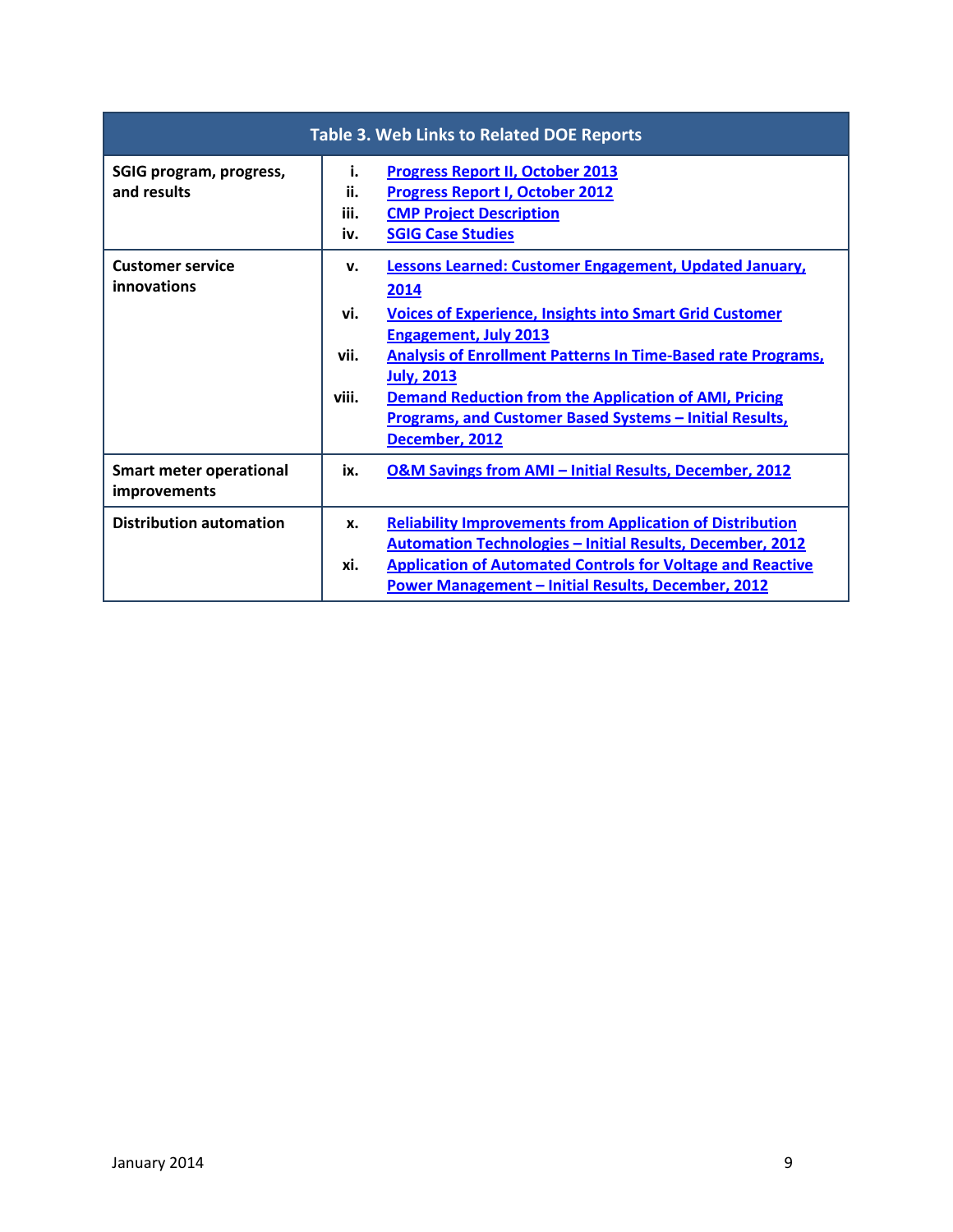| Table 3. Web Links to Related DOE Reports | | |
| --- | --- | --- |
| **SGIG program, progress, and results** | i. | Progress Report II, October 2013 |
| | ii. | Progress Report I, October 2012 |
| | iii. | CMP Project Description |
| | iv. | SGIG Case Studies |
| **Customer service innovations** | v. | Lessons Learned: Customer Engagement, Updated January, 2014 |
| | vi. | Voices of Experience, Insights into Smart Grid Customer Engagement, July 2013 |
| | vii. | Analysis of Enrollment Patterns In Time-Based rate Programs, July, 2013 |
| | viii. | Demand Reduction from the Application of AMI, Pricing Programs, and Customer Based Systems – Initial Results, December, 2012 |
| **Smart meter operational improvements** | ix. | O&M Savings from AMI – Initial Results, December, 2012 |
| **Distribution automation** | x. | Reliability Improvements from Application of Distribution Automation Technologies – Initial Results, December, 2012 |
| | xi. | Application of Automated Controls for Voltage and Reactive Power Management – Initial Results, December, 2012 |